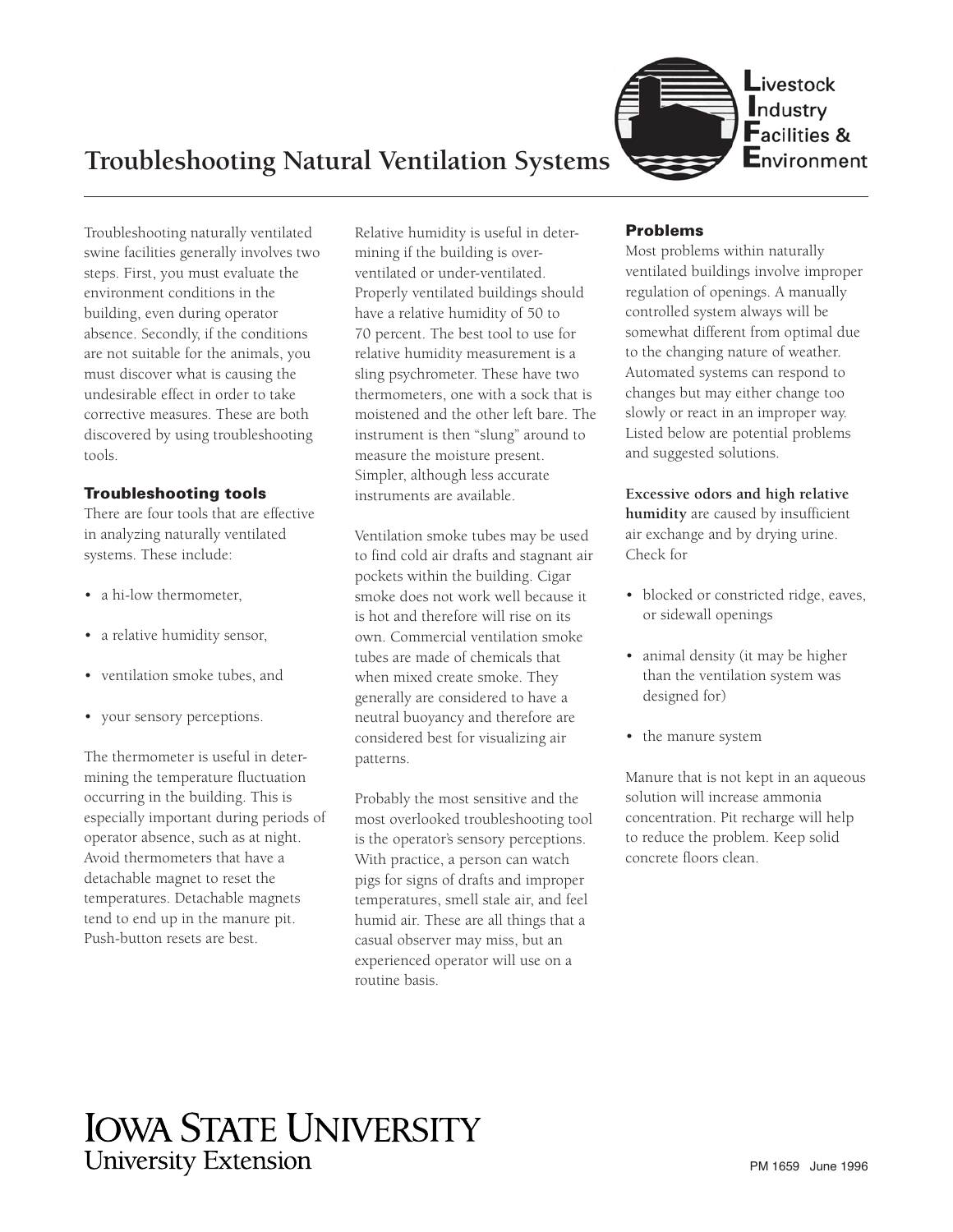# Troubleshooting Natural Ventilation Systems

Livestock Industry Facilities & Environment

Troubleshooting naturally ventilated swine facilities generally involves two steps. First, you must evaluate the environment conditions in the building, even during operator absence. Secondly, if the conditions are not suitable for the animals, you must discover what is causing the undesirable effect in order to take corrective measures. These are both discovered by using troubleshooting tools.

## Troubleshooting tools

There are four tools that are effective in analyzing naturally ventilated systems. These include:

- a hi-low thermometer,
- a relative humidity sensor,
- ventilation smoke tubes, and
- your sensory perceptions.

The thermometer is useful in determining the temperature fluctuation occurring in the building. This is especially important during periods of operator absence, such as at night. Avoid thermometers that have a detachable magnet to reset the temperatures. Detachable magnets tend to end up in the manure pit. Push-button resets are best.

Relative humidity is useful in determining if the building is over-ventilated or under-ventilated. Properly ventilated buildings should have a relative humidity of 50 to 70 percent. The best tool to use for relative humidity measurement is a sling psychrometer. These have two thermometers, one with a sock that is moistened and the other left bare. The instrument is then "slung" around to measure the moisture present. Simpler, although less accurate instruments are available.

Ventilation smoke tubes may be used to find cold air drafts and stagnant air pockets within the building. Cigar smoke does not work well because it is hot and therefore will rise on its own. Commercial ventilation smoke tubes are made of chemicals that when mixed create smoke. They generally are considered to have a neutral buoyancy and therefore are considered best for visualizing air patterns.

Probably the most sensitive and the most overlooked troubleshooting tool is the operator's sensory perceptions. With practice, a person can watch pigs for signs of drafts and improper temperatures, smell stale air, and feel humid air. These are all things that a casual observer may miss, but an experienced operator will use on a routine basis.

## Problems

Most problems within naturally ventilated buildings involve improper regulation of openings. A manually controlled system always will be somewhat different from optimal due to the changing nature of weather. Automated systems can respond to changes but may either change too slowly or react in an improper way. Listed below are potential problems and suggested solutions.

**Excessive odors and high relative humidity** are caused by insufficient air exchange and by drying urine. Check for

- blocked or constricted ridge, eaves, or sidewall openings
- animal density (it may be higher than the ventilation system was designed for)
- the manure system

Manure that is not kept in an aqueous solution will increase ammonia concentration. Pit recharge will help to reduce the problem. Keep solid concrete floors clean.

IOWA STATE UNIVERSITY
University Extension

PM 1659 June 1996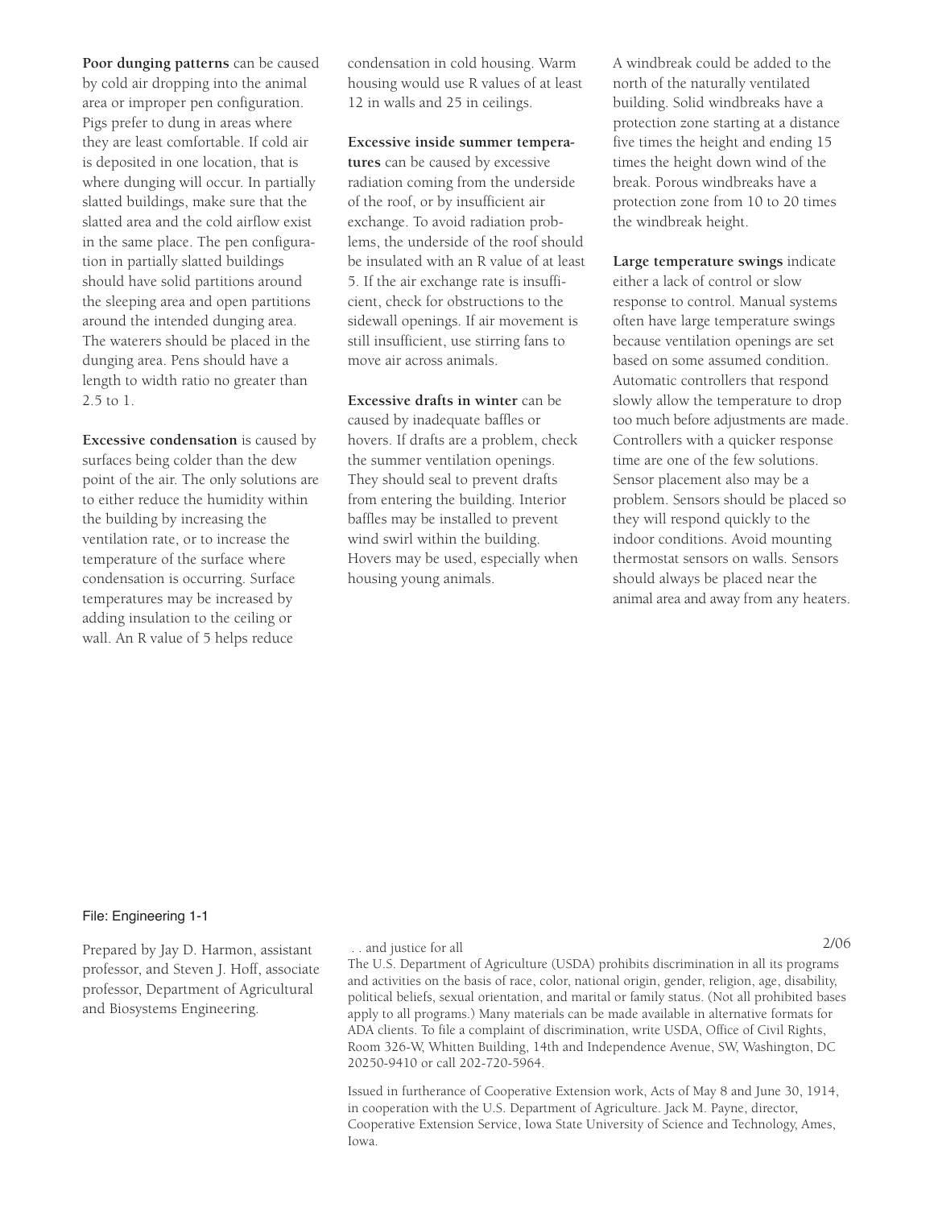**Poor dunging patterns** can be caused by cold air dropping into the animal area or improper pen configuration. Pigs prefer to dung in areas where they are least comfortable. If cold air is deposited in one location, that is where dunging will occur. In partially slatted buildings, make sure that the slatted area and the cold airflow exist in the same place. The pen configuration in partially slatted buildings should have solid partitions around the sleeping area and open partitions around the intended dunging area. The waterers should be placed in the dunging area. Pens should have a length to width ratio no greater than 2.5 to 1.

**Excessive condensation** is caused by surfaces being colder than the dew point of the air. The only solutions are to either reduce the humidity within the building by increasing the ventilation rate, or to increase the temperature of the surface where condensation is occurring. Surface temperatures may be increased by adding insulation to the ceiling or wall. An R value of 5 helps reduce condensation in cold housing. Warm housing would use R values of at least 12 in walls and 25 in ceilings.

**Excessive inside summer temperatures** can be caused by excessive radiation coming from the underside of the roof, or by insufficient air exchange. To avoid radiation problems, the underside of the roof should be insulated with an R value of at least 5. If the air exchange rate is insufficient, check for obstructions to the sidewall openings. If air movement is still insufficient, use stirring fans to move air across animals.

**Excessive drafts in winter** can be caused by inadequate baffles or hovers. If drafts are a problem, check the summer ventilation openings. They should seal to prevent drafts from entering the building. Interior baffles may be installed to prevent wind swirl within the building. Hovers may be used, especially when housing young animals.

A windbreak could be added to the north of the naturally ventilated building. Solid windbreaks have a protection zone starting at a distance five times the height and ending 15 times the height down wind of the break. Porous windbreaks have a protection zone from 10 to 20 times the windbreak height.

**Large temperature swings** indicate either a lack of control or slow response to control. Manual systems often have large temperature swings because ventilation openings are set based on some assumed condition. Automatic controllers that respond slowly allow the temperature to drop too much before adjustments are made. Controllers with a quicker response time are one of the few solutions. Sensor placement also may be a problem. Sensors should be placed so they will respond quickly to the indoor conditions. Avoid mounting thermostat sensors on walls. Sensors should always be placed near the animal area and away from any heaters.

File: Engineering 1-1

Prepared by Jay D. Harmon, assistant professor, and Steven J. Hoff, associate professor, Department of Agricultural and Biosystems Engineering.

2/06

. . . and justice for all
The U.S. Department of Agriculture (USDA) prohibits discrimination in all its programs and activities on the basis of race, color, national origin, gender, religion, age, disability, political beliefs, sexual orientation, and marital or family status. (Not all prohibited bases apply to all programs.) Many materials can be made available in alternative formats for ADA clients. To file a complaint of discrimination, write USDA, Office of Civil Rights, Room 326-W, Whitten Building, 14th and Independence Avenue, SW, Washington, DC 20250-9410 or call 202-720-5964.

Issued in furtherance of Cooperative Extension work, Acts of May 8 and June 30, 1914, in cooperation with the U.S. Department of Agriculture. Jack M. Payne, director, Cooperative Extension Service, Iowa State University of Science and Technology, Ames, Iowa.